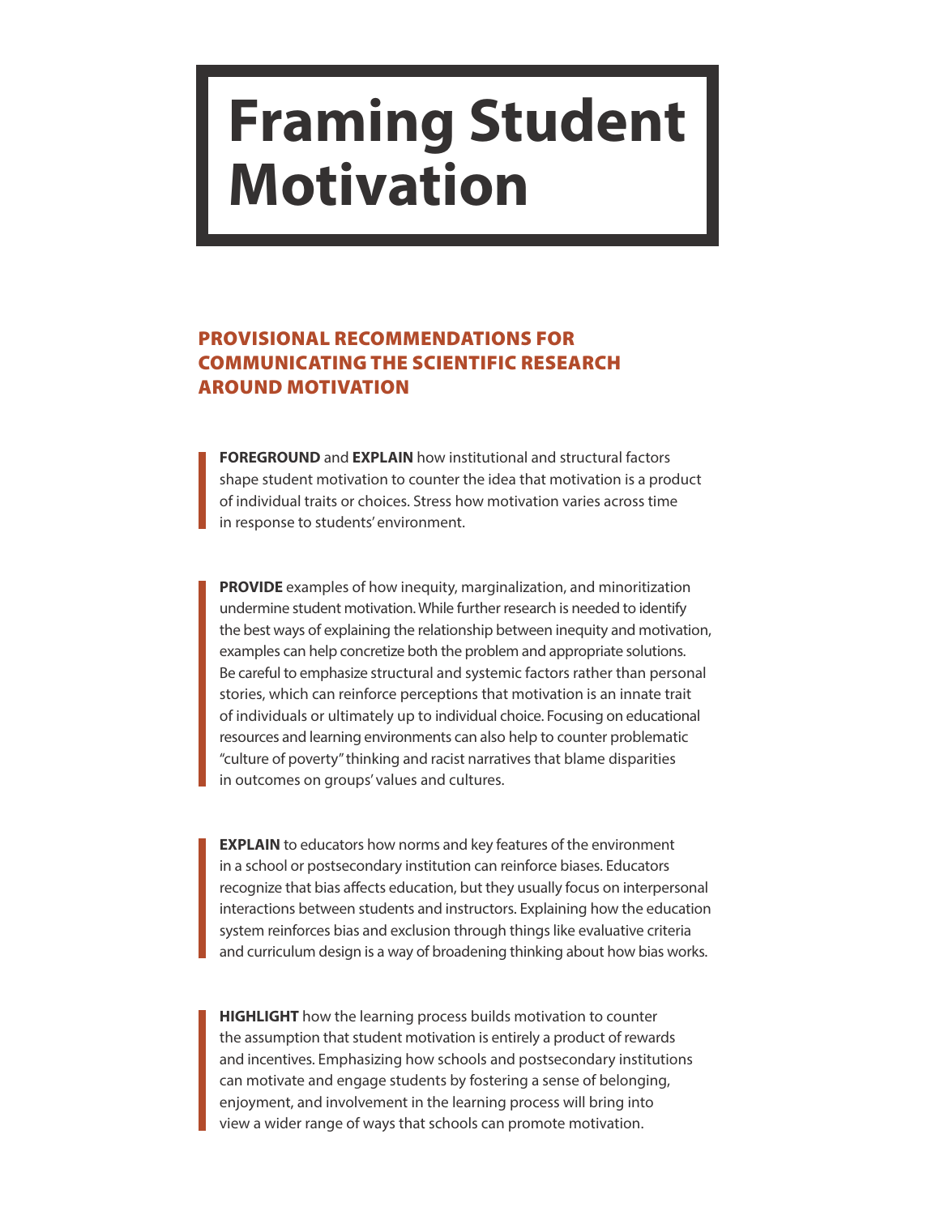# Framing Student Motivation

## PROVISIONAL RECOMMENDATIONS FOR COMMUNICATING THE SCIENTIFIC RESEARCH AROUND MOTIVATION

**FOREGROUND** and **EXPLAIN** how institutional and structural factors shape student motivation to counter the idea that motivation is a product of individual traits or choices. Stress how motivation varies across time in response to students' environment.

**PROVIDE** examples of how inequity, marginalization, and minoritization undermine student motivation. While further research is needed to identify the best ways of explaining the relationship between inequity and motivation, examples can help concretize both the problem and appropriate solutions. Be careful to emphasize structural and systemic factors rather than personal stories, which can reinforce perceptions that motivation is an innate trait of individuals or ultimately up to individual choice. Focusing on educational resources and learning environments can also help to counter problematic "culture of poverty" thinking and racist narratives that blame disparities in outcomes on groups' values and cultures.

**EXPLAIN** to educators how norms and key features of the environment in a school or postsecondary institution can reinforce biases. Educators recognize that bias affects education, but they usually focus on interpersonal interactions between students and instructors. Explaining how the education system reinforces bias and exclusion through things like evaluative criteria and curriculum design is a way of broadening thinking about how bias works.

**HIGHLIGHT** how the learning process builds motivation to counter the assumption that student motivation is entirely a product of rewards and incentives. Emphasizing how schools and postsecondary institutions can motivate and engage students by fostering a sense of belonging, enjoyment, and involvement in the learning process will bring into view a wider range of ways that schools can promote motivation.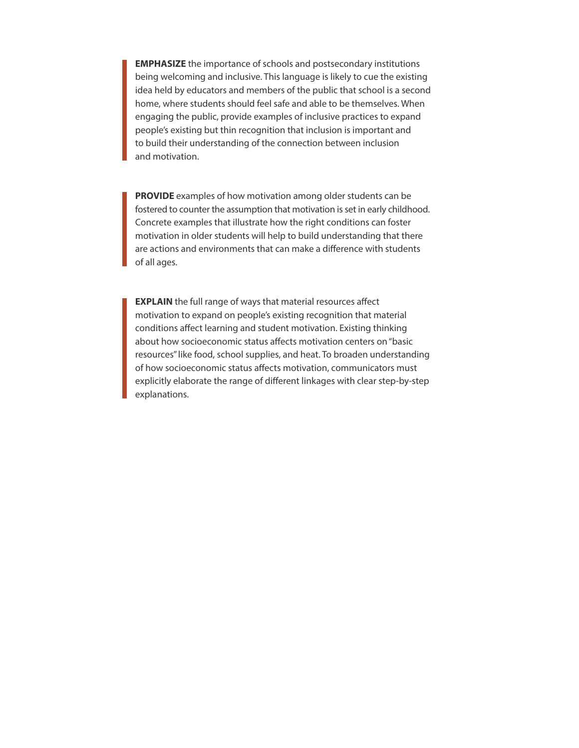**EMPHASIZE** the importance of schools and postsecondary institutions being welcoming and inclusive. This language is likely to cue the existing idea held by educators and members of the public that school is a second home, where students should feel safe and able to be themselves. When engaging the public, provide examples of inclusive practices to expand people's existing but thin recognition that inclusion is important and to build their understanding of the connection between inclusion and motivation.

**PROVIDE** examples of how motivation among older students can be fostered to counter the assumption that motivation is set in early childhood. Concrete examples that illustrate how the right conditions can foster motivation in older students will help to build understanding that there are actions and environments that can make a difference with students of all ages.

**EXPLAIN** the full range of ways that material resources affect motivation to expand on people's existing recognition that material conditions affect learning and student motivation. Existing thinking about how socioeconomic status affects motivation centers on "basic resources" like food, school supplies, and heat. To broaden understanding of how socioeconomic status affects motivation, communicators must explicitly elaborate the range of different linkages with clear step-by-step explanations.